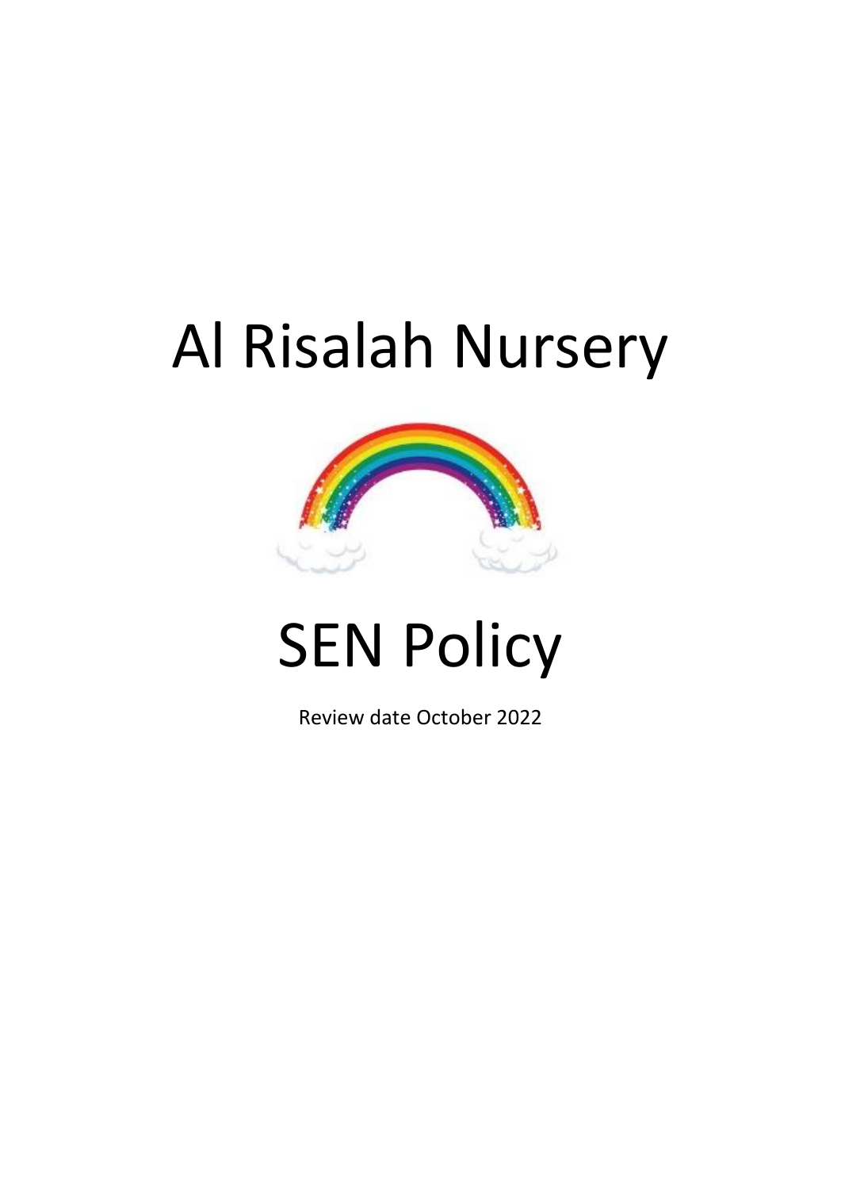# Al Risalah Nursery

# SEN Policy

Review date October 2022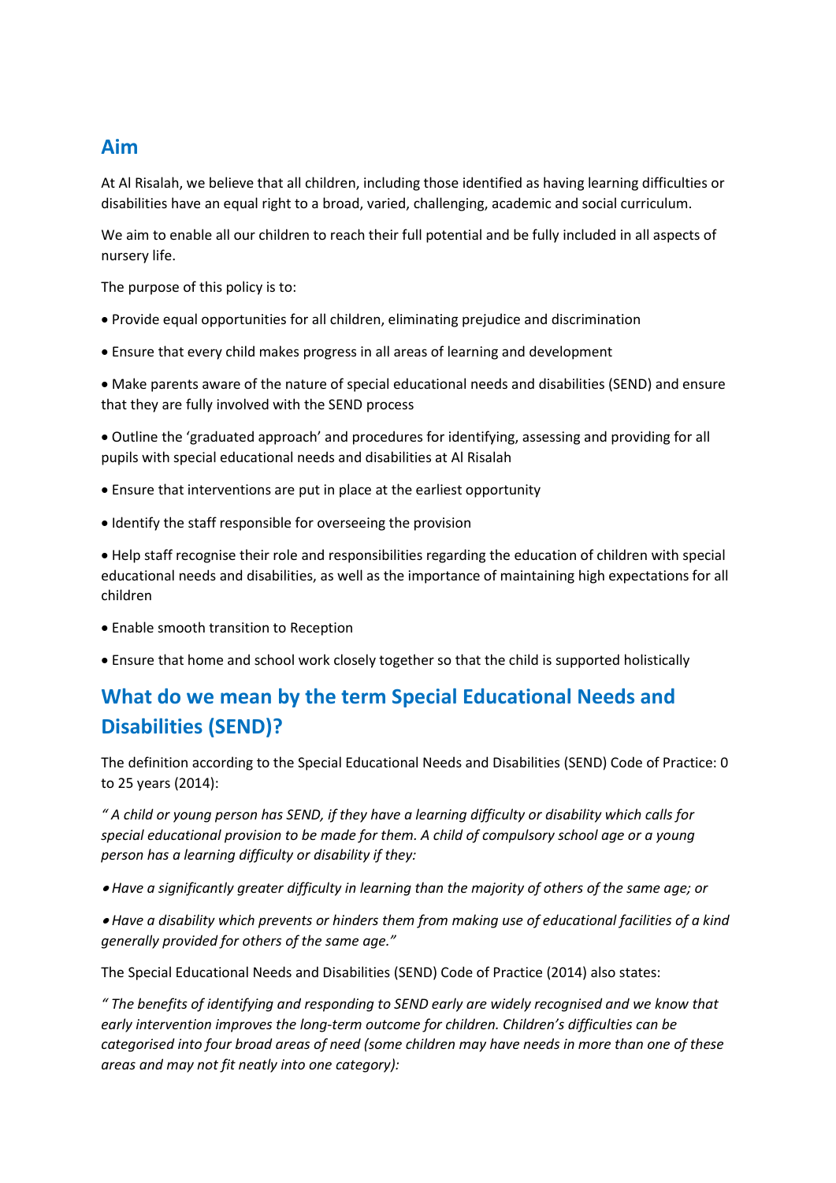## Aim

At Al Risalah, we believe that all children, including those identified as having learning difficulties or disabilities have an equal right to a broad, varied, challenging, academic and social curriculum.

We aim to enable all our children to reach their full potential and be fully included in all aspects of nursery life.

The purpose of this policy is to:

- Provide equal opportunities for all children, eliminating prejudice and discrimination
- Ensure that every child makes progress in all areas of learning and development
- Make parents aware of the nature of special educational needs and disabilities (SEND) and ensure that they are fully involved with the SEND process
- Outline the 'graduated approach' and procedures for identifying, assessing and providing for all pupils with special educational needs and disabilities at Al Risalah
- Ensure that interventions are put in place at the earliest opportunity
- Identify the staff responsible for overseeing the provision
- Help staff recognise their role and responsibilities regarding the education of children with special educational needs and disabilities, as well as the importance of maintaining high expectations for all children
- Enable smooth transition to Reception
- Ensure that home and school work closely together so that the child is supported holistically

## What do we mean by the term Special Educational Needs and Disabilities (SEND)?

The definition according to the Special Educational Needs and Disabilities (SEND) Code of Practice: 0 to 25 years (2014):

*" A child or young person has SEND, if they have a learning difficulty or disability which calls for special educational provision to be made for them. A child of compulsory school age or a young person has a learning difficulty or disability if they:*

- *Have a significantly greater difficulty in learning than the majority of others of the same age; or*
- *Have a disability which prevents or hinders them from making use of educational facilities of a kind generally provided for others of the same age."*

The Special Educational Needs and Disabilities (SEND) Code of Practice (2014) also states:

*" The benefits of identifying and responding to SEND early are widely recognised and we know that early intervention improves the long-term outcome for children. Children's difficulties can be categorised into four broad areas of need (some children may have needs in more than one of these areas and may not fit neatly into one category):*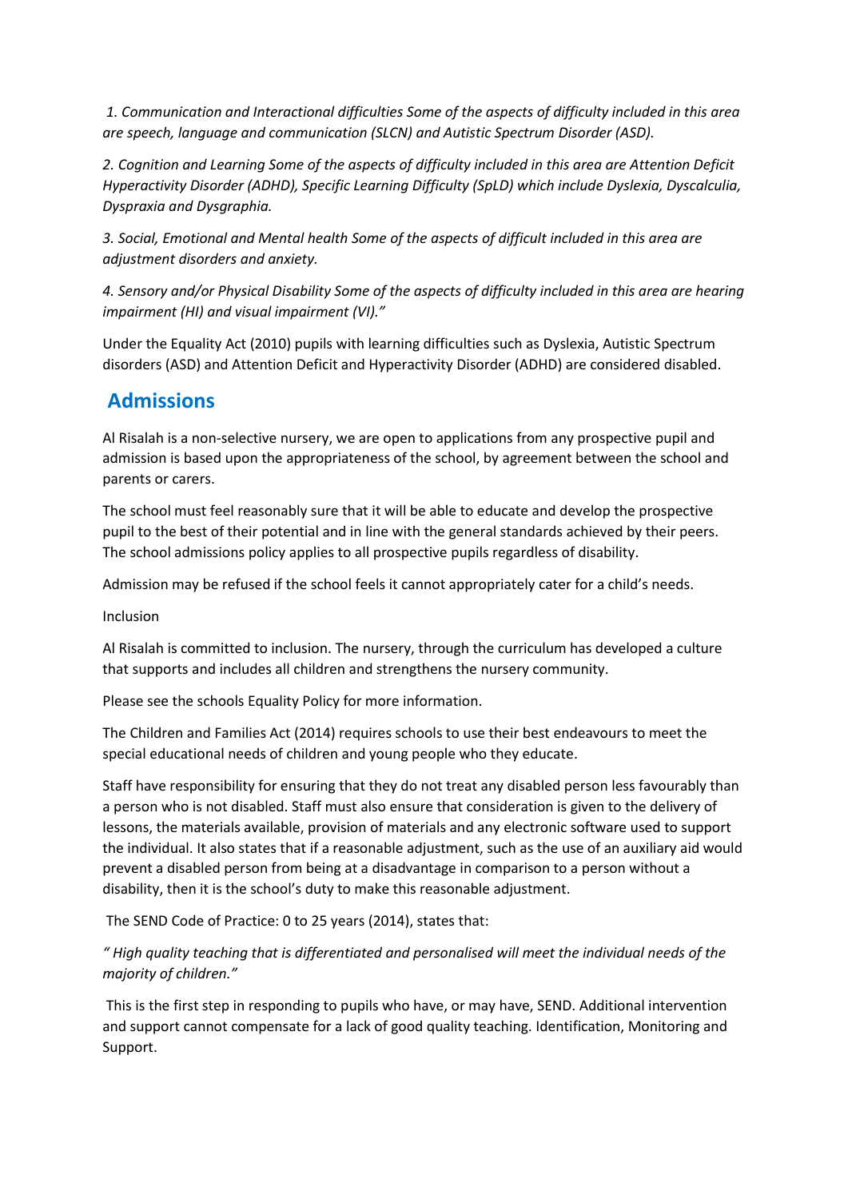*1. Communication and Interactional difficulties Some of the aspects of difficulty included in this area are speech, language and communication (SLCN) and Autistic Spectrum Disorder (ASD).*

*2. Cognition and Learning Some of the aspects of difficulty included in this area are Attention Deficit Hyperactivity Disorder (ADHD), Specific Learning Difficulty (SpLD) which include Dyslexia, Dyscalculia, Dyspraxia and Dysgraphia.*

*3. Social, Emotional and Mental health Some of the aspects of difficult included in this area are adjustment disorders and anxiety.*

*4. Sensory and/or Physical Disability Some of the aspects of difficulty included in this area are hearing impairment (HI) and visual impairment (VI)."*

Under the Equality Act (2010) pupils with learning difficulties such as Dyslexia, Autistic Spectrum disorders (ASD) and Attention Deficit and Hyperactivity Disorder (ADHD) are considered disabled.

## Admissions

Al Risalah is a non-selective nursery, we are open to applications from any prospective pupil and admission is based upon the appropriateness of the school, by agreement between the school and parents or carers.

The school must feel reasonably sure that it will be able to educate and develop the prospective pupil to the best of their potential and in line with the general standards achieved by their peers. The school admissions policy applies to all prospective pupils regardless of disability.

Admission may be refused if the school feels it cannot appropriately cater for a child's needs.

Inclusion

Al Risalah is committed to inclusion. The nursery, through the curriculum has developed a culture that supports and includes all children and strengthens the nursery community.

Please see the schools Equality Policy for more information.

The Children and Families Act (2014) requires schools to use their best endeavours to meet the special educational needs of children and young people who they educate.

Staff have responsibility for ensuring that they do not treat any disabled person less favourably than a person who is not disabled. Staff must also ensure that consideration is given to the delivery of lessons, the materials available, provision of materials and any electronic software used to support the individual. It also states that if a reasonable adjustment, such as the use of an auxiliary aid would prevent a disabled person from being at a disadvantage in comparison to a person without a disability, then it is the school's duty to make this reasonable adjustment.

The SEND Code of Practice: 0 to 25 years (2014), states that:

*" High quality teaching that is differentiated and personalised will meet the individual needs of the majority of children."*

This is the first step in responding to pupils who have, or may have, SEND. Additional intervention and support cannot compensate for a lack of good quality teaching. Identification, Monitoring and Support.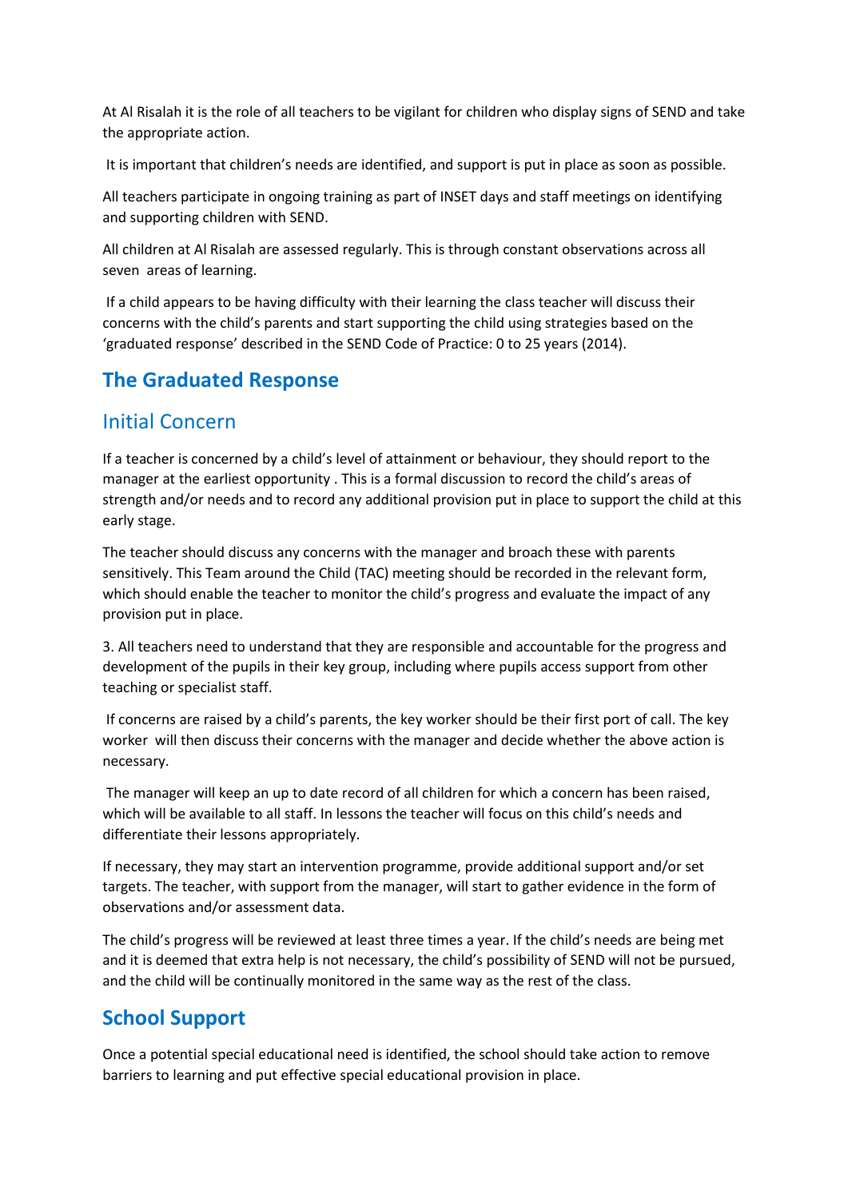At Al Risalah it is the role of all teachers to be vigilant for children who display signs of SEND and take the appropriate action.

It is important that children's needs are identified, and support is put in place as soon as possible.

All teachers participate in ongoing training as part of INSET days and staff meetings on identifying and supporting children with SEND.

All children at Al Risalah are assessed regularly. This is through constant observations across all seven areas of learning.

If a child appears to be having difficulty with their learning the class teacher will discuss their concerns with the child's parents and start supporting the child using strategies based on the 'graduated response' described in the SEND Code of Practice: 0 to 25 years (2014).

## The Graduated Response

### Initial Concern

If a teacher is concerned by a child's level of attainment or behaviour, they should report to the manager at the earliest opportunity . This is a formal discussion to record the child's areas of strength and/or needs and to record any additional provision put in place to support the child at this early stage.

The teacher should discuss any concerns with the manager and broach these with parents sensitively. This Team around the Child (TAC) meeting should be recorded in the relevant form, which should enable the teacher to monitor the child's progress and evaluate the impact of any provision put in place.

3. All teachers need to understand that they are responsible and accountable for the progress and development of the pupils in their key group, including where pupils access support from other teaching or specialist staff.

If concerns are raised by a child's parents, the key worker should be their first port of call. The key worker will then discuss their concerns with the manager and decide whether the above action is necessary.

The manager will keep an up to date record of all children for which a concern has been raised, which will be available to all staff. In lessons the teacher will focus on this child's needs and differentiate their lessons appropriately.

If necessary, they may start an intervention programme, provide additional support and/or set targets. The teacher, with support from the manager, will start to gather evidence in the form of observations and/or assessment data.

The child's progress will be reviewed at least three times a year. If the child's needs are being met and it is deemed that extra help is not necessary, the child's possibility of SEND will not be pursued, and the child will be continually monitored in the same way as the rest of the class.

## School Support

Once a potential special educational need is identified, the school should take action to remove barriers to learning and put effective special educational provision in place.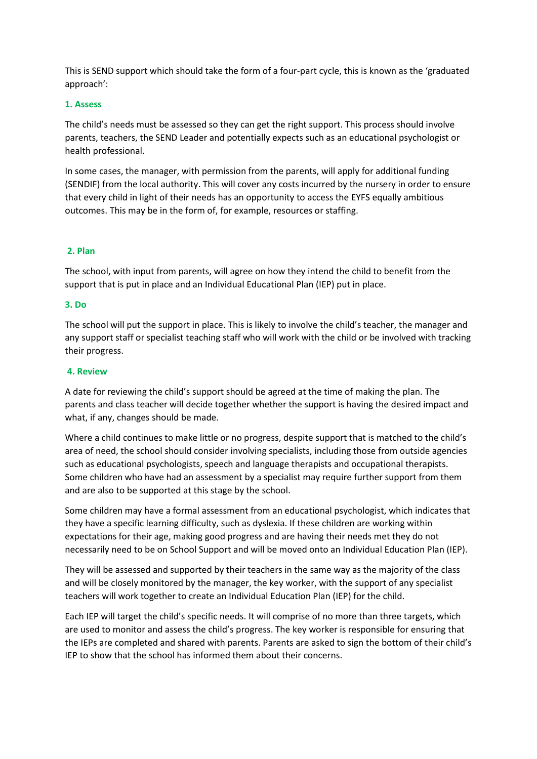This is SEND support which should take the form of a four-part cycle, this is known as the 'graduated approach':

### 1. Assess

The child's needs must be assessed so they can get the right support. This process should involve parents, teachers, the SEND Leader and potentially expects such as an educational psychologist or health professional.

In some cases, the manager, with permission from the parents, will apply for additional funding (SENDIF) from the local authority. This will cover any costs incurred by the nursery in order to ensure that every child in light of their needs has an opportunity to access the EYFS equally ambitious outcomes. This may be in the form of, for example, resources or staffing.

### 2. Plan

The school, with input from parents, will agree on how they intend the child to benefit from the support that is put in place and an Individual Educational Plan (IEP) put in place.

### 3. Do

The school will put the support in place. This is likely to involve the child's teacher, the manager and any support staff or specialist teaching staff who will work with the child or be involved with tracking their progress.

### 4. Review

A date for reviewing the child's support should be agreed at the time of making the plan. The parents and class teacher will decide together whether the support is having the desired impact and what, if any, changes should be made.

Where a child continues to make little or no progress, despite support that is matched to the child's area of need, the school should consider involving specialists, including those from outside agencies such as educational psychologists, speech and language therapists and occupational therapists. Some children who have had an assessment by a specialist may require further support from them and are also to be supported at this stage by the school.

Some children may have a formal assessment from an educational psychologist, which indicates that they have a specific learning difficulty, such as dyslexia. If these children are working within expectations for their age, making good progress and are having their needs met they do not necessarily need to be on School Support and will be moved onto an Individual Education Plan (IEP).

They will be assessed and supported by their teachers in the same way as the majority of the class and will be closely monitored by the manager, the key worker, with the support of any specialist teachers will work together to create an Individual Education Plan (IEP) for the child.

Each IEP will target the child's specific needs. It will comprise of no more than three targets, which are used to monitor and assess the child's progress. The key worker is responsible for ensuring that the IEPs are completed and shared with parents. Parents are asked to sign the bottom of their child's IEP to show that the school has informed them about their concerns.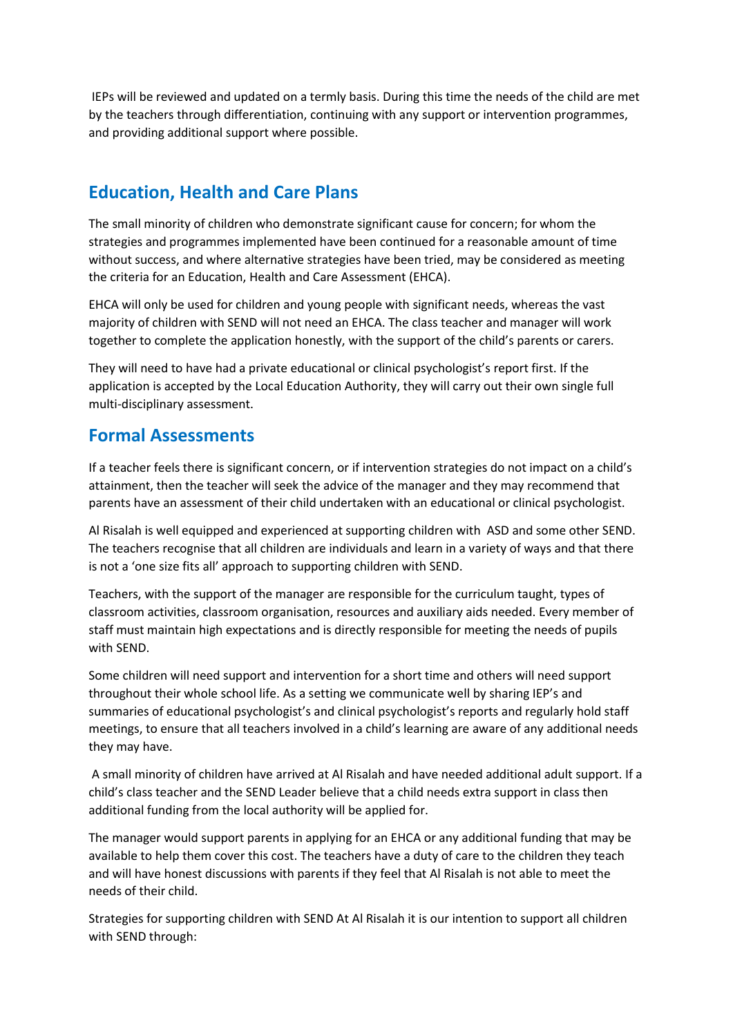IEPs will be reviewed and updated on a termly basis. During this time the needs of the child are met by the teachers through differentiation, continuing with any support or intervention programmes, and providing additional support where possible.

## Education, Health and Care Plans

The small minority of children who demonstrate significant cause for concern; for whom the strategies and programmes implemented have been continued for a reasonable amount of time without success, and where alternative strategies have been tried, may be considered as meeting the criteria for an Education, Health and Care Assessment (EHCA).

EHCA will only be used for children and young people with significant needs, whereas the vast majority of children with SEND will not need an EHCA. The class teacher and manager will work together to complete the application honestly, with the support of the child's parents or carers.

They will need to have had a private educational or clinical psychologist's report first. If the application is accepted by the Local Education Authority, they will carry out their own single full multi-disciplinary assessment.

## Formal Assessments

If a teacher feels there is significant concern, or if intervention strategies do not impact on a child's attainment, then the teacher will seek the advice of the manager and they may recommend that parents have an assessment of their child undertaken with an educational or clinical psychologist.

Al Risalah is well equipped and experienced at supporting children with ASD and some other SEND. The teachers recognise that all children are individuals and learn in a variety of ways and that there is not a 'one size fits all' approach to supporting children with SEND.

Teachers, with the support of the manager are responsible for the curriculum taught, types of classroom activities, classroom organisation, resources and auxiliary aids needed. Every member of staff must maintain high expectations and is directly responsible for meeting the needs of pupils with SEND.

Some children will need support and intervention for a short time and others will need support throughout their whole school life. As a setting we communicate well by sharing IEP's and summaries of educational psychologist's and clinical psychologist's reports and regularly hold staff meetings, to ensure that all teachers involved in a child's learning are aware of any additional needs they may have.

A small minority of children have arrived at Al Risalah and have needed additional adult support. If a child's class teacher and the SEND Leader believe that a child needs extra support in class then additional funding from the local authority will be applied for.

The manager would support parents in applying for an EHCA or any additional funding that may be available to help them cover this cost. The teachers have a duty of care to the children they teach and will have honest discussions with parents if they feel that Al Risalah is not able to meet the needs of their child.

Strategies for supporting children with SEND At Al Risalah it is our intention to support all children with SEND through: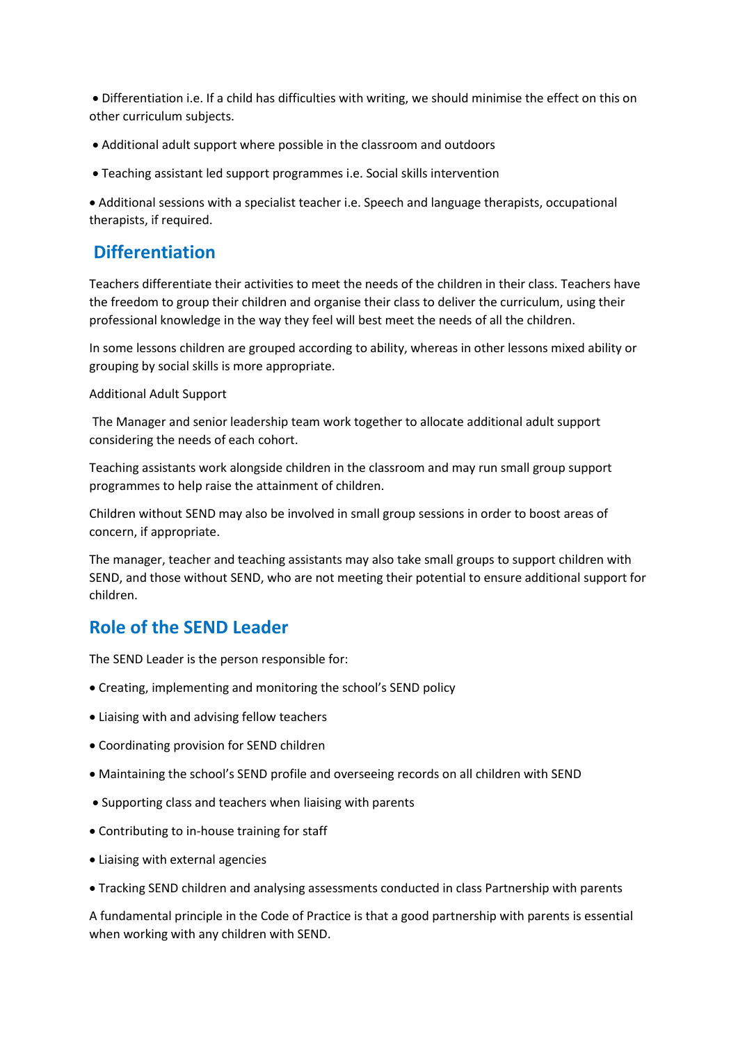- Differentiation i.e. If a child has difficulties with writing, we should minimise the effect on this on other curriculum subjects.
- Additional adult support where possible in the classroom and outdoors
- Teaching assistant led support programmes i.e. Social skills intervention
- Additional sessions with a specialist teacher i.e. Speech and language therapists, occupational therapists, if required.

## Differentiation

Teachers differentiate their activities to meet the needs of the children in their class. Teachers have the freedom to group their children and organise their class to deliver the curriculum, using their professional knowledge in the way they feel will best meet the needs of all the children.

In some lessons children are grouped according to ability, whereas in other lessons mixed ability or grouping by social skills is more appropriate.

Additional Adult Support

The Manager and senior leadership team work together to allocate additional adult support considering the needs of each cohort.

Teaching assistants work alongside children in the classroom and may run small group support programmes to help raise the attainment of children.

Children without SEND may also be involved in small group sessions in order to boost areas of concern, if appropriate.

The manager, teacher and teaching assistants may also take small groups to support children with SEND, and those without SEND, who are not meeting their potential to ensure additional support for children.

## Role of the SEND Leader

The SEND Leader is the person responsible for:

- Creating, implementing and monitoring the school's SEND policy
- Liaising with and advising fellow teachers
- Coordinating provision for SEND children
- Maintaining the school's SEND profile and overseeing records on all children with SEND
- Supporting class and teachers when liaising with parents
- Contributing to in-house training for staff
- Liaising with external agencies
- Tracking SEND children and analysing assessments conducted in class Partnership with parents

A fundamental principle in the Code of Practice is that a good partnership with parents is essential when working with any children with SEND.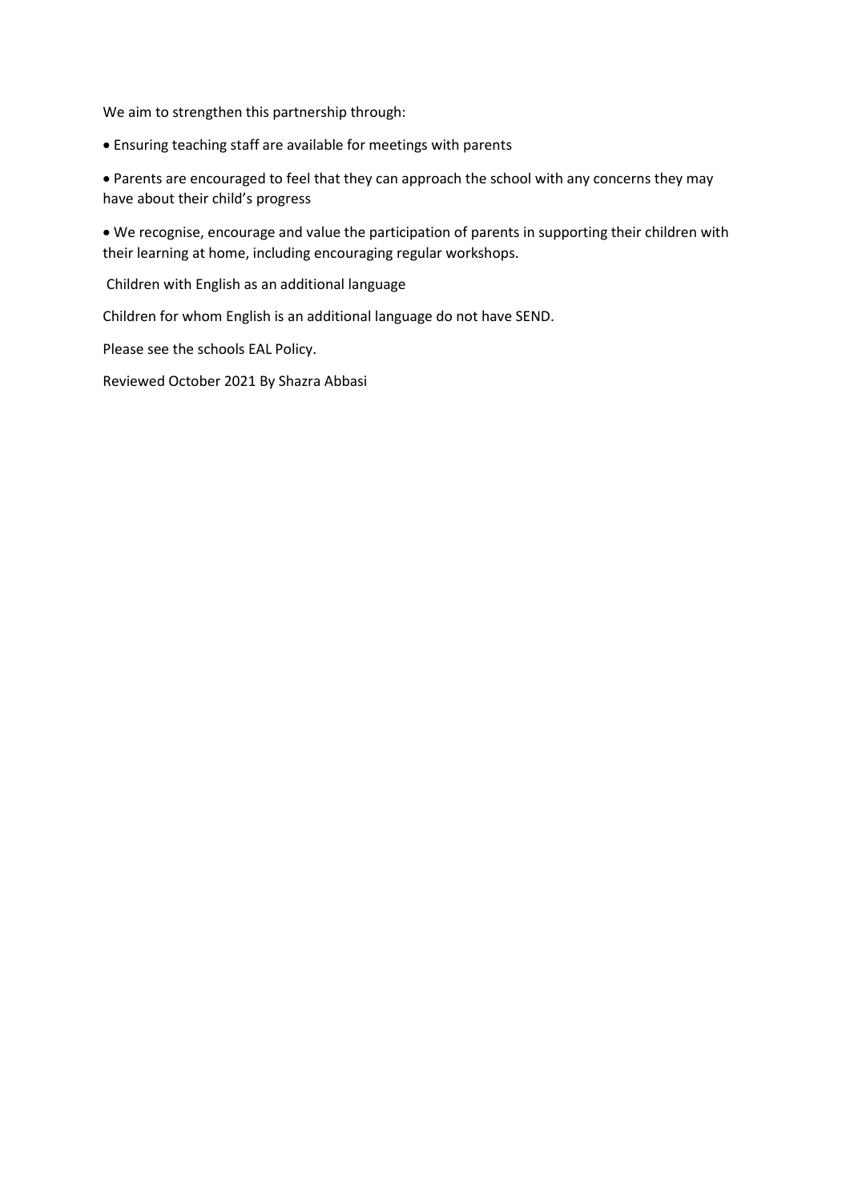We aim to strengthen this partnership through:

- Ensuring teaching staff are available for meetings with parents
- Parents are encouraged to feel that they can approach the school with any concerns they may have about their child's progress
- We recognise, encourage and value the participation of parents in supporting their children with their learning at home, including encouraging regular workshops.

Children with English as an additional language

Children for whom English is an additional language do not have SEND.

Please see the schools EAL Policy.

Reviewed October 2021 By Shazra Abbasi